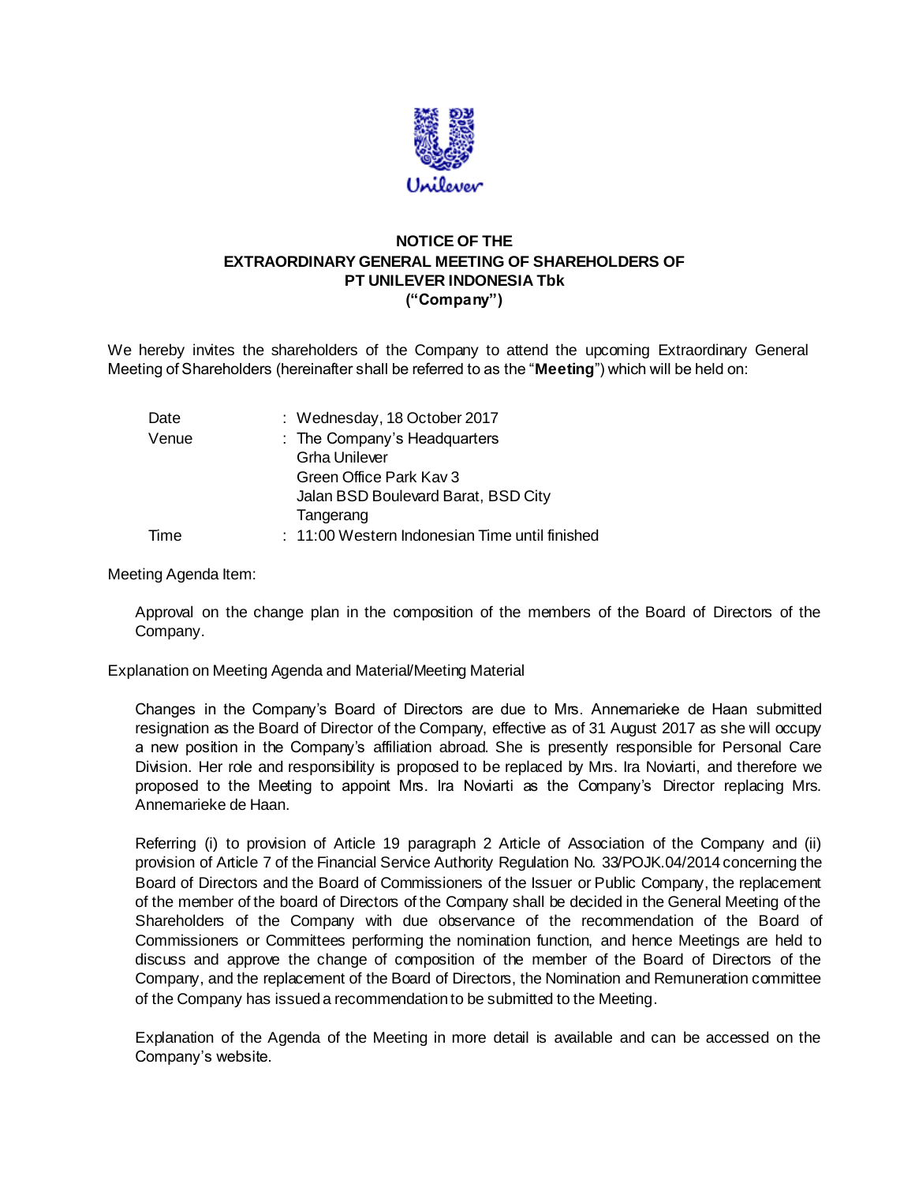**NOTICE OF THE**
**EXTRAORDINARY GENERAL MEETING OF SHAREHOLDERS OF**
**PT UNILEVER INDONESIA Tbk**
**("Company")**

We hereby invites the shareholders of the Company to attend the upcoming Extraordinary General Meeting of Shareholders (hereinafter shall be referred to as the "**Meeting**") which will be held on:

| | |
|---|---|
| Date | : Wednesday, 18 October 2017 |
| Venue | : The Company's Headquarters<br>Grha Unilever<br>Green Office Park Kav 3<br>Jalan BSD Boulevard Barat, BSD City<br>Tangerang |
| Time | : 11:00 Western Indonesian Time until finished |

Meeting Agenda Item:

Approval on the change plan in the composition of the members of the Board of Directors of the Company.

Explanation on Meeting Agenda and Material/Meeting Material

Changes in the Company's Board of Directors are due to Mrs. Annemarieke de Haan submitted resignation as the Board of Director of the Company, effective as of 31 August 2017 as she will occupy a new position in the Company's affiliation abroad. She is presently responsible for Personal Care Division. Her role and responsibility is proposed to be replaced by Mrs. Ira Noviarti, and therefore we proposed to the Meeting to appoint Mrs. Ira Noviarti as the Company's Director replacing Mrs. Annemarieke de Haan.

Referring (i) to provision of Article 19 paragraph 2 Article of Association of the Company and (ii) provision of Article 7 of the Financial Service Authority Regulation No. 33/POJK.04/2014 concerning the Board of Directors and the Board of Commissioners of the Issuer or Public Company, the replacement of the member of the board of Directors of the Company shall be decided in the General Meeting of the Shareholders of the Company with due observance of the recommendation of the Board of Commissioners or Committees performing the nomination function, and hence Meetings are held to discuss and approve the change of composition of the member of the Board of Directors of the Company, and the replacement of the Board of Directors, the Nomination and Remuneration committee of the Company has issued a recommendation to be submitted to the Meeting.

Explanation of the Agenda of the Meeting in more detail is available and can be accessed on the Company's website.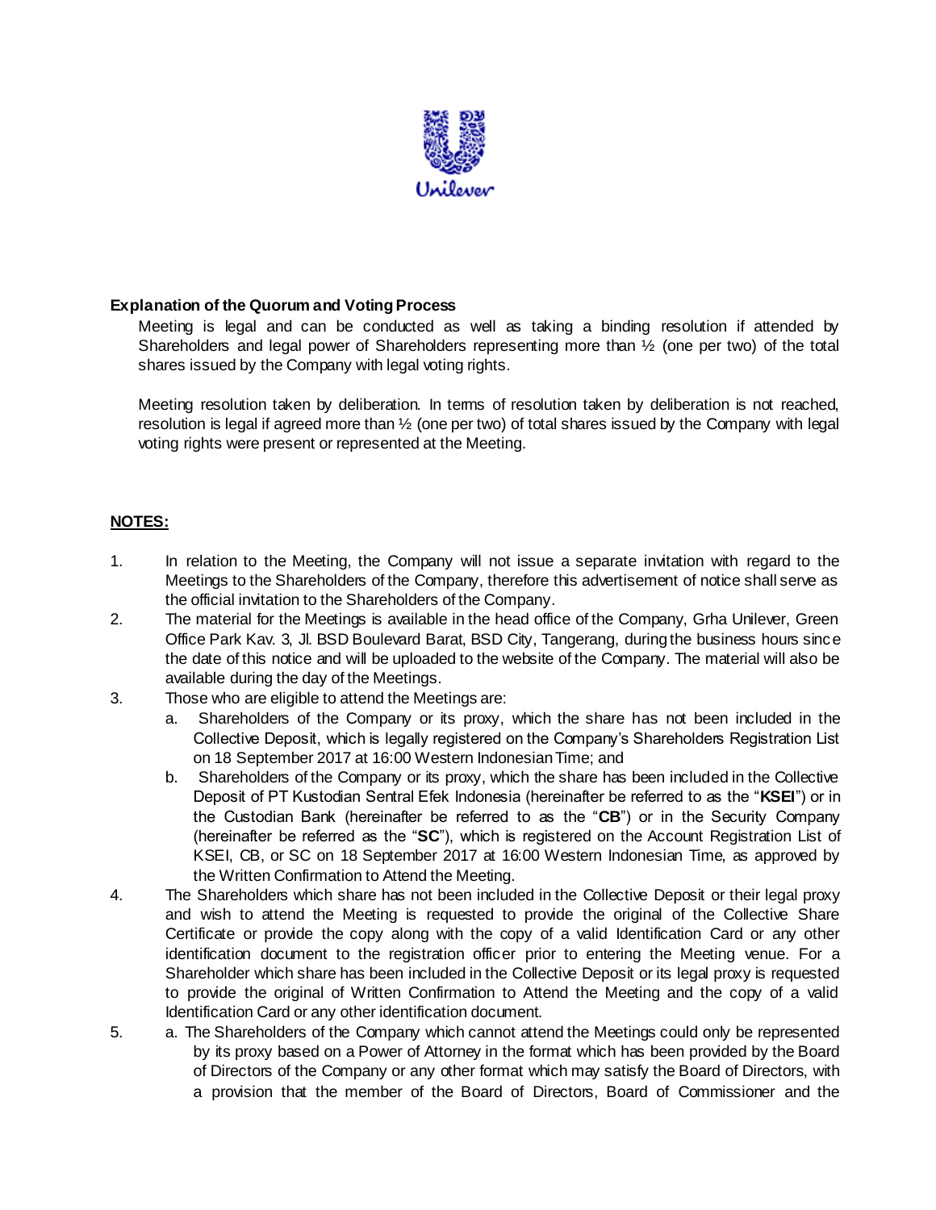**Explanation of the Quorum and Voting Process**

Meeting is legal and can be conducted as well as taking a binding resolution if attended by Shareholders and legal power of Shareholders representing more than ½ (one per two) of the total shares issued by the Company with legal voting rights.

Meeting resolution taken by deliberation. In terms of resolution taken by deliberation is not reached, resolution is legal if agreed more than ½ (one per two) of total shares issued by the Company with legal voting rights were present or represented at the Meeting.

**NOTES:**

1. In relation to the Meeting, the Company will not issue a separate invitation with regard to the Meetings to the Shareholders of the Company, therefore this advertisement of notice shall serve as the official invitation to the Shareholders of the Company.
2. The material for the Meetings is available in the head office of the Company, Grha Unilever, Green Office Park Kav. 3, Jl. BSD Boulevard Barat, BSD City, Tangerang, during the business hours since the date of this notice and will be uploaded to the website of the Company. The material will also be available during the day of the Meetings.
3. Those who are eligible to attend the Meetings are:
   a. Shareholders of the Company or its proxy, which the share has not been included in the Collective Deposit, which is legally registered on the Company's Shareholders Registration List on 18 September 2017 at 16:00 Western Indonesian Time; and
   b. Shareholders of the Company or its proxy, which the share has been included in the Collective Deposit of PT Kustodian Sentral Efek Indonesia (hereinafter be referred to as the "**KSEI**") or in the Custodian Bank (hereinafter be referred to as the "**CB**") or in the Security Company (hereinafter be referred as the "**SC**"), which is registered on the Account Registration List of KSEI, CB, or SC on 18 September 2017 at 16:00 Western Indonesian Time, as approved by the Written Confirmation to Attend the Meeting.
4. The Shareholders which share has not been included in the Collective Deposit or their legal proxy and wish to attend the Meeting is requested to provide the original of the Collective Share Certificate or provide the copy along with the copy of a valid Identification Card or any other identification document to the registration officer prior to entering the Meeting venue. For a Shareholder which share has been included in the Collective Deposit or its legal proxy is requested to provide the original of Written Confirmation to Attend the Meeting and the copy of a valid Identification Card or any other identification document.
5. a. The Shareholders of the Company which cannot attend the Meetings could only be represented by its proxy based on a Power of Attorney in the format which has been provided by the Board of Directors of the Company or any other format which may satisfy the Board of Directors, with a provision that the member of the Board of Directors, Board of Commissioner and the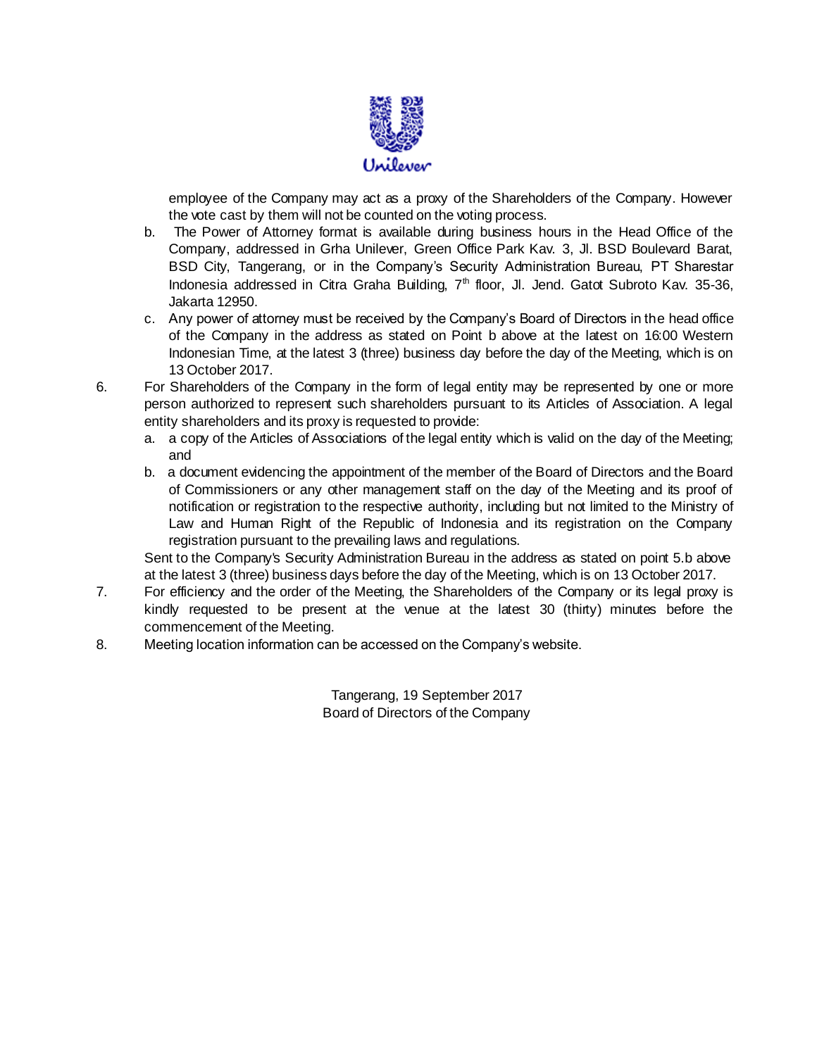employee of the Company may act as a proxy of the Shareholders of the Company. However the vote cast by them will not be counted on the voting process.

b. The Power of Attorney format is available during business hours in the Head Office of the Company, addressed in Grha Unilever, Green Office Park Kav. 3, Jl. BSD Boulevard Barat, BSD City, Tangerang, or in the Company's Security Administration Bureau, PT Sharestar Indonesia addressed in Citra Graha Building, 7th floor, Jl. Jend. Gatot Subroto Kav. 35-36, Jakarta 12950.

c. Any power of attorney must be received by the Company's Board of Directors in the head office of the Company in the address as stated on Point b above at the latest on 16:00 Western Indonesian Time, at the latest 3 (three) business day before the day of the Meeting, which is on 13 October 2017.

6. For Shareholders of the Company in the form of legal entity may be represented by one or more person authorized to represent such shareholders pursuant to its Articles of Association. A legal entity shareholders and its proxy is requested to provide:
   a. a copy of the Articles of Associations of the legal entity which is valid on the day of the Meeting; and
   b. a document evidencing the appointment of the member of the Board of Directors and the Board of Commissioners or any other management staff on the day of the Meeting and its proof of notification or registration to the respective authority, including but not limited to the Ministry of Law and Human Right of the Republic of Indonesia and its registration on the Company registration pursuant to the prevailing laws and regulations.

   Sent to the Company's Security Administration Bureau in the address as stated on point 5.b above at the latest 3 (three) business days before the day of the Meeting, which is on 13 October 2017.

7. For efficiency and the order of the Meeting, the Shareholders of the Company or its legal proxy is kindly requested to be present at the venue at the latest 30 (thirty) minutes before the commencement of the Meeting.

8. Meeting location information can be accessed on the Company's website.

Tangerang, 19 September 2017
Board of Directors of the Company